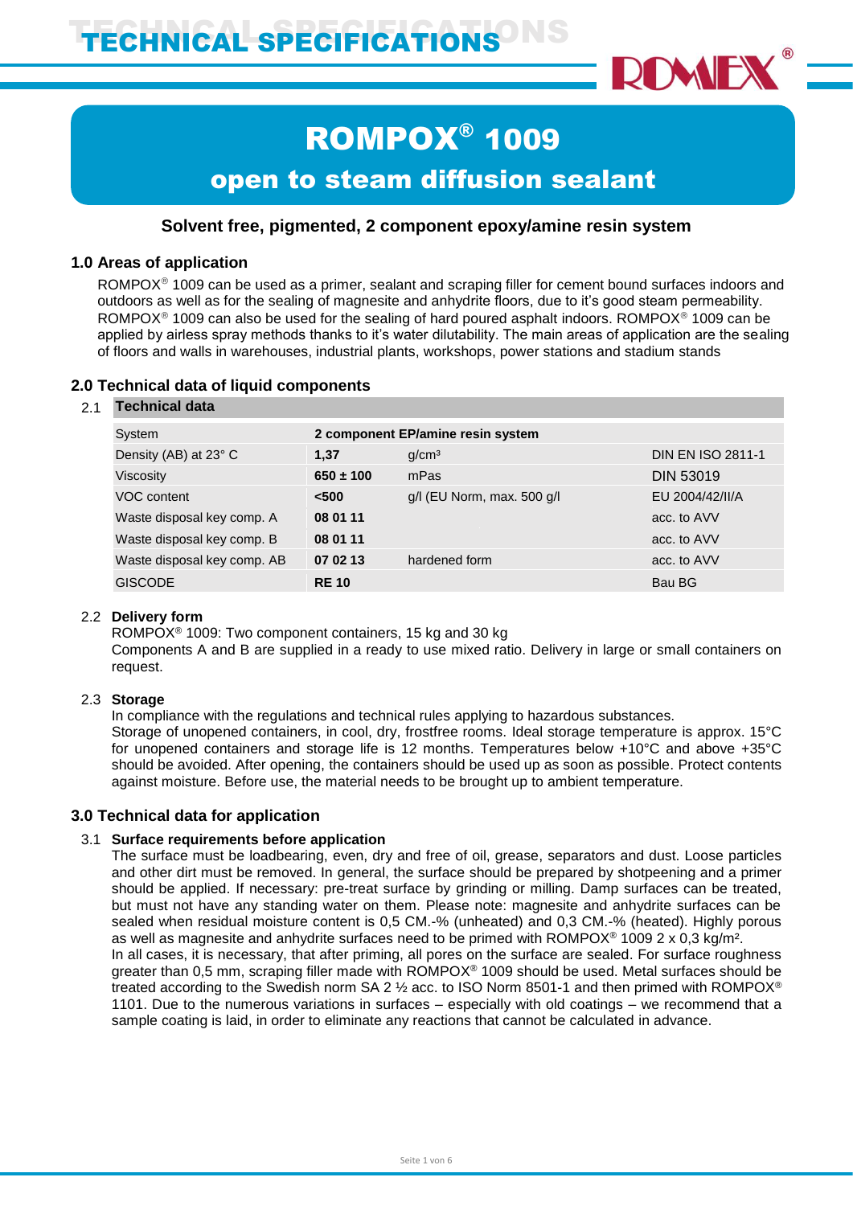# TECHNICAL SPECIFICATIONS

# ROMPOX® 1009

## open to steam diffusion sealant

**Solvent free, pigmented, 2 component epoxy/amine resin system**

## 1.0 Areas of application

ROMPOX® 1009 can be used as a primer, sealant and scraping filler for cement bound surfaces indoors and outdoors as well as for the sealing of magnesite and anhydrite floors, due to it's good steam permeability. ROMPOX® 1009 can also be used for the sealing of hard poured asphalt indoors. ROMPOX® 1009 can be applied by airless spray methods thanks to it's water dilutability. The main areas of application are the sealing of floors and walls in warehouses, industrial plants, workshops, power stations and stadium stands

## 2.0 Technical data of liquid components

### 2.1 Technical data

| System | **2 component EP/amine resin system** | | |
|---|---|---|---|
| Density (AB) at 23° C | **1,37** | g/cm³ | DIN EN ISO 2811-1 |
| Viscosity | **650 ± 100** | mPas | DIN 53019 |
| VOC content | **<500** | g/l (EU Norm, max. 500 g/l | EU 2004/42/II/A |
| Waste disposal key comp. A | **08 01 11** | | acc. to AVV |
| Waste disposal key comp. B | **08 01 11** | | acc. to AVV |
| Waste disposal key comp. AB | **07 02 13** | hardened form | acc. to AVV |
| GISCODE | **RE 10** | | Bau BG |

### 2.2 Delivery form

ROMPOX® 1009: Two component containers, 15 kg and 30 kg
Components A and B are supplied in a ready to use mixed ratio. Delivery in large or small containers on request.

### 2.3 Storage

In compliance with the regulations and technical rules applying to hazardous substances.
Storage of unopened containers, in cool, dry, frostfree rooms. Ideal storage temperature is approx. 15°C for unopened containers and storage life is 12 months. Temperatures below +10°C and above +35°C should be avoided. After opening, the containers should be used up as soon as possible. Protect contents against moisture. Before use, the material needs to be brought up to ambient temperature.

## 3.0 Technical data for application

### 3.1 Surface requirements before application

The surface must be loadbearing, even, dry and free of oil, grease, separators and dust. Loose particles and other dirt must be removed. In general, the surface should be prepared by shotpeening and a primer should be applied. If necessary: pre-treat surface by grinding or milling. Damp surfaces can be treated, but must not have any standing water on them. Please note: magnesite and anhydrite surfaces can be sealed when residual moisture content is 0,5 CM.-% (unheated) and 0,3 CM.-% (heated). Highly porous as well as magnesite and anhydrite surfaces need to be primed with ROMPOX® 1009 2 x 0,3 kg/m².
In all cases, it is necessary, that after priming, all pores on the surface are sealed. For surface roughness greater than 0,5 mm, scraping filler made with ROMPOX® 1009 should be used. Metal surfaces should be treated according to the Swedish norm SA 2 ½ acc. to ISO Norm 8501-1 and then primed with ROMPOX® 1101. Due to the numerous variations in surfaces – especially with old coatings – we recommend that a sample coating is laid, in order to eliminate any reactions that cannot be calculated in advance.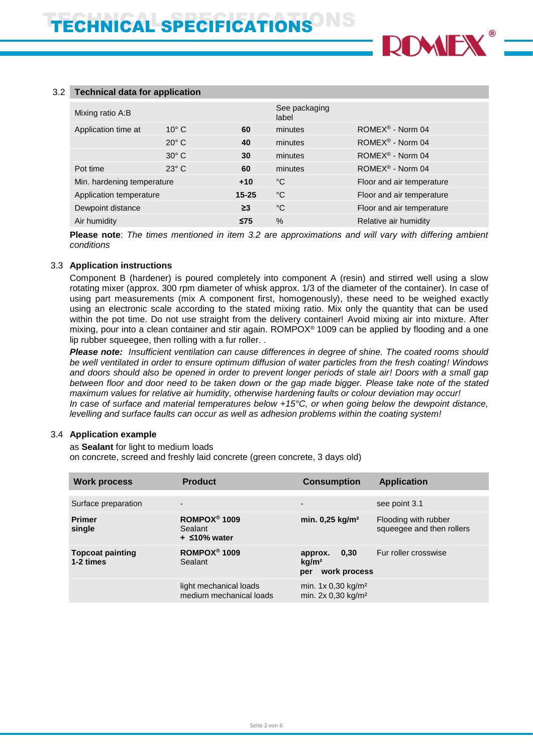### 3.2 Technical data for application

| | | | | |
|---|---|---|---|---|
| Mixing ratio A:B | | | See packaging label | |
| Application time at | 10° C | **60** | minutes | ROMEX® - Norm 04 |
| | 20° C | **40** | minutes | ROMEX® - Norm 04 |
| | 30° C | **30** | minutes | ROMEX® - Norm 04 |
| Pot time | 23° C | **60** | minutes | ROMEX® - Norm 04 |
| Min. hardening temperature | | **+10** | °C | Floor and air temperature |
| Application temperature | | **15-25** | °C | Floor and air temperature |
| Dewpoint distance | | **≥3** | °C | Floor and air temperature |
| Air humidity | | **≤75** | % | Relative air humidity |

**Please note**: *The times mentioned in item 3.2 are approximations and will vary with differing ambient conditions*

### 3.3 Application instructions

Component B (hardener) is poured completely into component A (resin) and stirred well using a slow rotating mixer (approx. 300 rpm diameter of whisk approx. 1/3 of the diameter of the container). In case of using part measurements (mix A component first, homogenously), these need to be weighed exactly using an electronic scale according to the stated mixing ratio. Mix only the quantity that can be used within the pot time. Do not use straight from the delivery container! Avoid mixing air into mixture. After mixing, pour into a clean container and stir again. ROMPOX® 1009 can be applied by flooding and a one lip rubber squeegee, then rolling with a fur roller. .

***Please note:*** *Insufficient ventilation can cause differences in degree of shine. The coated rooms should be well ventilated in order to ensure optimum diffusion of water particles from the fresh coating! Windows and doors should also be opened in order to prevent longer periods of stale air! Doors with a small gap between floor and door need to be taken down or the gap made bigger. Please take note of the stated maximum values for relative air humidity, otherwise hardening faults or colour deviation may occur!*
*In case of surface and material temperatures below +15°C, or when going below the dewpoint distance, levelling and surface faults can occur as well as adhesion problems within the coating system!*

### 3.4 Application example

as **Sealant** for light to medium loads
on concrete, screed and freshly laid concrete (green concrete, 3 days old)

| Work process | Product | Consumption | Application |
|---|---|---|---|
| Surface preparation | - | - | see point 3.1 |
| **Primer single** | **ROMPOX® 1009** Sealant **+ ≤10% water** | **min. 0,25 kg/m²** | Flooding with rubber squeegee and then rollers |
| **Topcoat painting 1-2 times** | **ROMPOX® 1009** Sealant | **approx. 0,30 kg/m² per work process** | Fur roller crosswise |
| | light mechanical loads<br>medium mechanical loads | min. 1x 0,30 kg/m²<br>min. 2x 0,30 kg/m² | |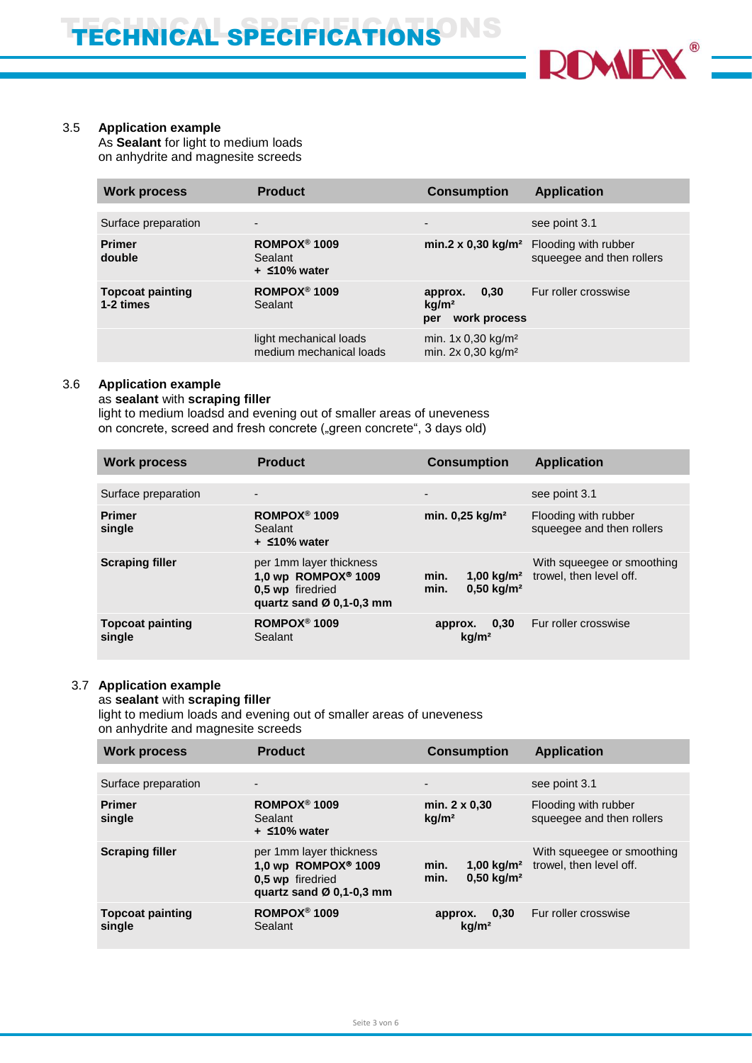# TECHNICAL SPECIFICATIONS

## 3.5 Application example

As **Sealant** for light to medium loads
on anhydrite and magnesite screeds

| Work process | Product | Consumption | Application |
|---|---|---|---|
| Surface preparation | - | - | see point 3.1 |
| **Primer double** | **ROMPOX® 1009** Sealant **+ ≤10% water** | **min.2 x 0,30 kg/m²** | Flooding with rubber squeegee and then rollers |
| **Topcoat painting 1-2 times** | **ROMPOX® 1009** Sealant | **approx. 0,30 kg/m² per work process** | Fur roller crosswise |
| | light mechanical loads<br>medium mechanical loads | min. 1x 0,30 kg/m²<br>min. 2x 0,30 kg/m² | |

## 3.6 Application example

as **sealant** with **scraping filler**
light to medium loadsd and evening out of smaller areas of uneveness
on concrete, screed and fresh concrete („green concrete“, 3 days old)

| Work process | Product | Consumption | Application |
|---|---|---|---|
| Surface preparation | - | - | see point 3.1 |
| **Primer single** | **ROMPOX® 1009** Sealant **+ ≤10% water** | **min. 0,25 kg/m²** | Flooding with rubber squeegee and then rollers |
| **Scraping filler** | per 1mm layer thickness<br>**1,0 wp ROMPOX® 1009**<br>**0,5 wp** firedried<br>**quartz sand Ø 0,1-0,3 mm** | **min. 1,00 kg/m²**<br>**min. 0,50 kg/m²** | With squeegee or smoothing trowel, then level off. |
| **Topcoat painting single** | **ROMPOX® 1009** Sealant | **approx. 0,30 kg/m²** | Fur roller crosswise |

## 3.7 Application example

as **sealant** with **scraping filler**
light to medium loads and evening out of smaller areas of uneveness
on anhydrite and magnesite screeds

| Work process | Product | Consumption | Application |
|---|---|---|---|
| Surface preparation | - | - | see point 3.1 |
| **Primer single** | **ROMPOX® 1009** Sealant **+ ≤10% water** | **min. 2 x 0,30 kg/m²** | Flooding with rubber squeegee and then rollers |
| **Scraping filler** | per 1mm layer thickness<br>**1,0 wp ROMPOX® 1009**<br>**0,5 wp** firedried<br>**quartz sand Ø 0,1-0,3 mm** | **min. 1,00 kg/m²**<br>**min. 0,50 kg/m²** | With squeegee or smoothing trowel, then level off. |
| **Topcoat painting single** | **ROMPOX® 1009** Sealant | **approx. 0,30 kg/m²** | Fur roller crosswise |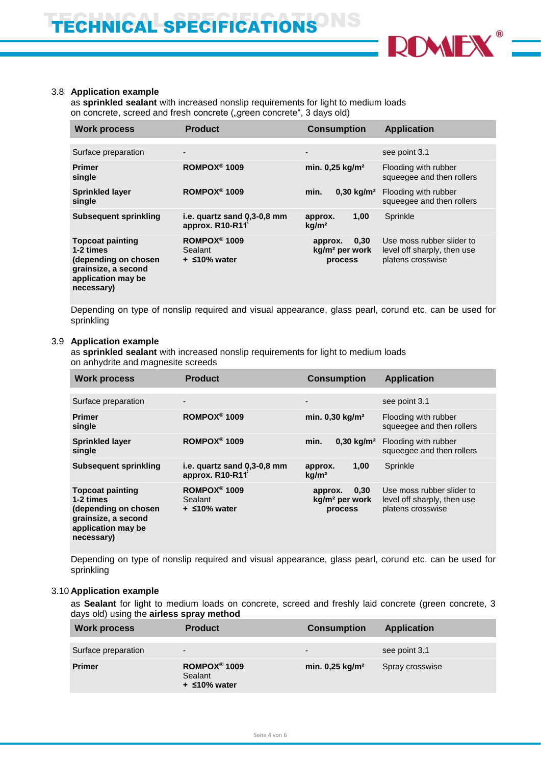### 3.8 Application example

as **sprinkled sealant** with increased nonslip requirements for light to medium loads on concrete, screed and fresh concrete („green concrete", 3 days old)

| Work process | Product | Consumption | Application |
|---|---|---|---|
| Surface preparation | - | - | see point 3.1 |
| **Primer single** | **ROMPOX® 1009** | **min. 0,25 kg/m²** | Flooding with rubber squeegee and then rollers |
| **Sprinkled layer single** | **ROMPOX® 1009** | **min. 0,30 kg/m²** | Flooding with rubber squeegee and then rollers |
| **Subsequent sprinkling** | **i.e. quartz sand 0,3-0,8 mm approx. R10-R11** | **approx. 1,00 kg/m²** | Sprinkle |
| **Topcoat painting 1-2 times (depending on chosen grainsize, a second application may be necessary)** | **ROMPOX® 1009** Sealant **+ ≤10% water** | **approx. 0,30 kg/m² per work process** | Use moss rubber slider to level off sharply, then use platens crosswise |

Depending on type of nonslip required and visual appearance, glass pearl, corund etc. can be used for sprinkling

### 3.9 Application example

as **sprinkled sealant** with increased nonslip requirements for light to medium loads on anhydrite and magnesite screeds

| Work process | Product | Consumption | Application |
|---|---|---|---|
| Surface preparation | - | - | see point 3.1 |
| **Primer single** | **ROMPOX® 1009** | **min. 0,30 kg/m²** | Flooding with rubber squeegee and then rollers |
| **Sprinkled layer single** | **ROMPOX® 1009** | **min. 0,30 kg/m²** | Flooding with rubber squeegee and then rollers |
| **Subsequent sprinkling** | **i.e. quartz sand 0,3-0,8 mm approx. R10-R11** | **approx. 1,00 kg/m²** | Sprinkle |
| **Topcoat painting 1-2 times (depending on chosen grainsize, a second application may be necessary)** | **ROMPOX® 1009** Sealant **+ ≤10% water** | **approx. 0,30 kg/m² per work process** | Use moss rubber slider to level off sharply, then use platens crosswise |

Depending on type of nonslip required and visual appearance, glass pearl, corund etc. can be used for sprinkling

### 3.10 Application example

as **Sealant** for light to medium loads on concrete, screed and freshly laid concrete (green concrete, 3 days old) using the **airless spray method**

| Work process | Product | Consumption | Application |
|---|---|---|---|
| Surface preparation | - | - | see point 3.1 |
| **Primer** | **ROMPOX® 1009** Sealant **+ ≤10% water** | **min. 0,25 kg/m²** | Spray crosswise |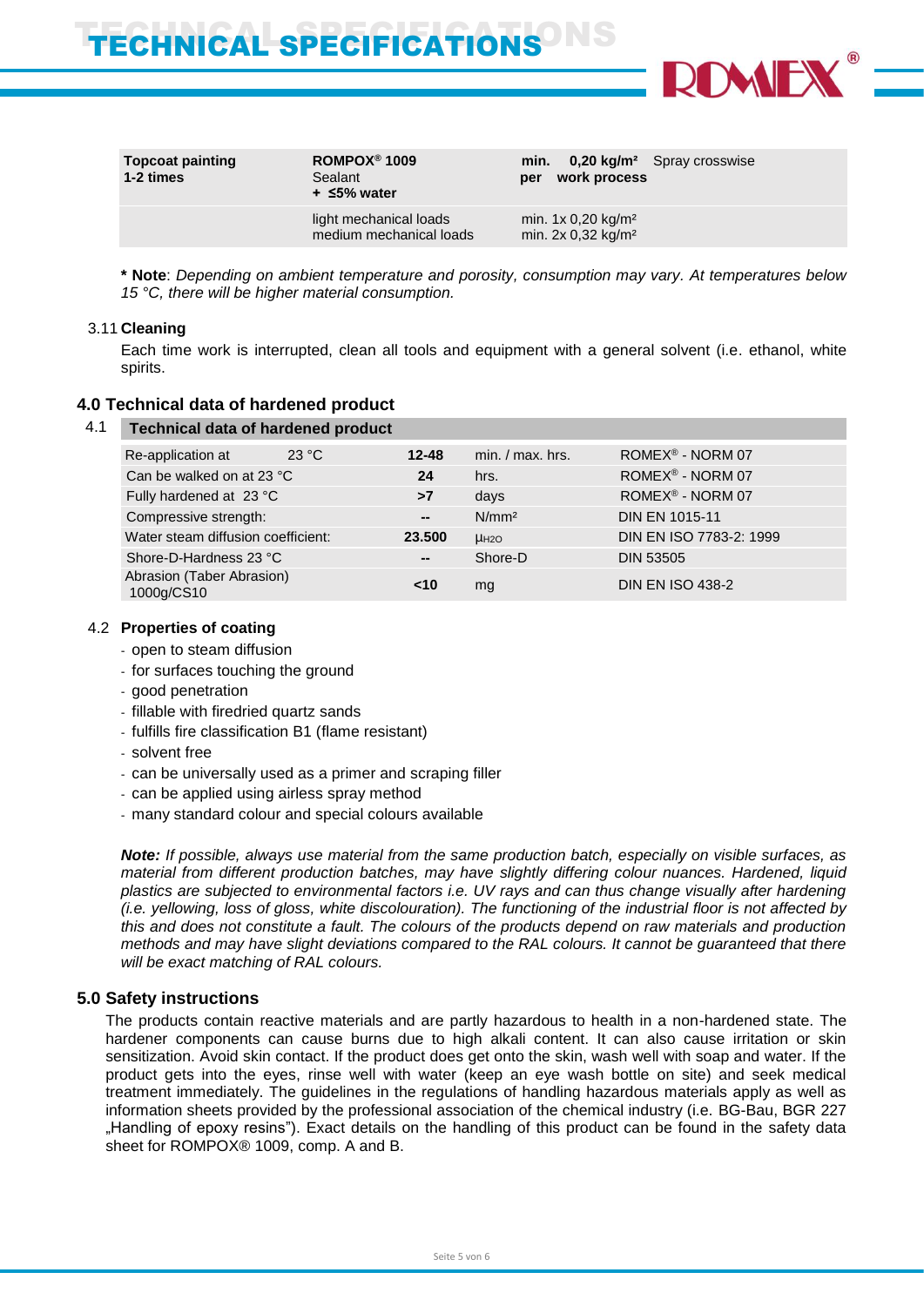| Topcoat painting 1-2 times | ROMPOX® 1009 Sealant + ≤5% water | min. 0,20 kg/m² per work process | Spray crosswise |
|---|---|---|---|
| | light mechanical loads medium mechanical loads | min. 1x 0,20 kg/m² min. 2x 0,32 kg/m² | |

**\* Note**: *Depending on ambient temperature and porosity, consumption may vary. At temperatures below 15 °C, there will be higher material consumption.*

### 3.11 Cleaning

Each time work is interrupted, clean all tools and equipment with a general solvent (i.e. ethanol, white spirits.

## 4.0 Technical data of hardened product

### 4.1 Technical data of hardened product

| | | | |
|---|---|---|---|
| Re-application at 23 °C | **12-48** | min. / max. hrs. | ROMEX® - NORM 07 |
| Can be walked on at 23 °C | **24** | hrs. | ROMEX® - NORM 07 |
| Fully hardened at 23 °C | **>7** | days | ROMEX® - NORM 07 |
| Compressive strength: | **--** | N/mm² | DIN EN 1015-11 |
| Water steam diffusion coefficient: | **23.500** | $\mu_{H2O}$ | DIN EN ISO 7783-2: 1999 |
| Shore-D-Hardness 23 °C | **--** | Shore-D | DIN 53505 |
| Abrasion (Taber Abrasion) 1000g/CS10 | **<10** | mg | DIN EN ISO 438-2 |

### 4.2 Properties of coating

- open to steam diffusion
- for surfaces touching the ground
- good penetration
- fillable with firedried quartz sands
- fulfills fire classification B1 (flame resistant)
- solvent free
- can be universally used as a primer and scraping filler
- can be applied using airless spray method
- many standard colour and special colours available

***Note:*** *If possible, always use material from the same production batch, especially on visible surfaces, as material from different production batches, may have slightly differing colour nuances. Hardened, liquid plastics are subjected to environmental factors i.e. UV rays and can thus change visually after hardening (i.e. yellowing, loss of gloss, white discolouration). The functioning of the industrial floor is not affected by this and does not constitute a fault. The colours of the products depend on raw materials and production methods and may have slight deviations compared to the RAL colours. It cannot be guaranteed that there will be exact matching of RAL colours.*

## 5.0 Safety instructions

The products contain reactive materials and are partly hazardous to health in a non-hardened state. The hardener components can cause burns due to high alkali content. It can also cause irritation or skin sensitization. Avoid skin contact. If the product does get onto the skin, wash well with soap and water. If the product gets into the eyes, rinse well with water (keep an eye wash bottle on site) and seek medical treatment immediately. The guidelines in the regulations of handling hazardous materials apply as well as information sheets provided by the professional association of the chemical industry (i.e. BG-Bau, BGR 227 „Handling of epoxy resins"). Exact details on the handling of this product can be found in the safety data sheet for ROMPOX® 1009, comp. A and B.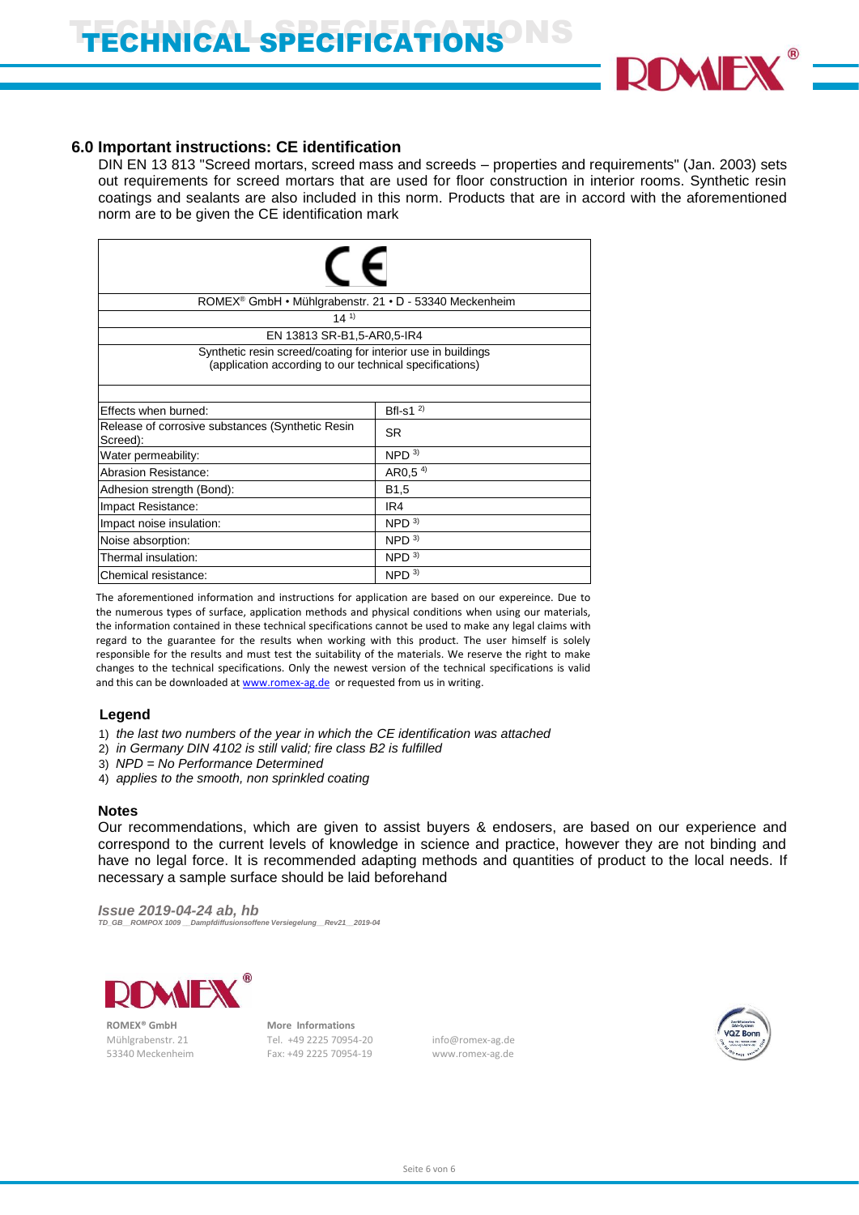## 6.0 Important instructions: CE identification

DIN EN 13 813 "Screed mortars, screed mass and screeds – properties and requirements" (Jan. 2003) sets out requirements for screed mortars that are used for floor construction in interior rooms. Synthetic resin coatings and sealants are also included in this norm. Products that are in accord with the aforementioned norm are to be given the CE identification mark

| CE | |
|---|---|
| ROMEX® GmbH • Mühlgrabenstr. 21 • D - 53340 Meckenheim | |
| 14 [1] | |
| EN 13813 SR-B1,5-AR0,5-IR4 | |
| Synthetic resin screed/coating for interior use in buildings (application according to our technical specifications) | |
| Effects when burned: | Bfl-s1 [2] |
| Release of corrosive substances (Synthetic Resin Screed): | SR |
| Water permeability: | NPD [3] |
| Abrasion Resistance: | AR0,5 [4] |
| Adhesion strength (Bond): | B1,5 |
| Impact Resistance: | IR4 |
| Impact noise insulation: | NPD [3] |
| Noise absorption: | NPD [3] |
| Thermal insulation: | NPD [3] |
| Chemical resistance: | NPD [3] |

The aforementioned information and instructions for application are based on our expereince. Due to the numerous types of surface, application methods and physical conditions when using our materials, the information contained in these technical specifications cannot be used to make any legal claims with regard to the guarantee for the results when working with this product. The user himself is solely responsible for the results and must test the suitability of the materials. We reserve the right to make changes to the technical specifications. Only the newest version of the technical specifications is valid and this can be downloaded at www.romex-ag.de or requested from us in writing.

### Legend

1) *the last two numbers of the year in which the CE identification was attached*
2) *in Germany DIN 4102 is still valid; fire class B2 is fulfilled*
3) *NPD = No Performance Determined*
4) *applies to the smooth, non sprinkled coating*

### Notes

Our recommendations, which are given to assist buyers & endosers, are based on our experience and correspond to the current levels of knowledge in science and practice, however they are not binding and have no legal force. It is recommended adapting methods and quantities of product to the local needs. If necessary a sample surface should be laid beforehand

***Issue 2019-04-24 ab, hb***
***TD_GB__ROMPOX 1009__Dampfdiffusionsoffene Versiegelung__Rev21__2019-04***

**ROMEX® GmbH**
Mühlgrabenstr. 21
53340 Meckenheim

**More Informations**
Tel. +49 2225 70954-20
Fax: +49 2225 70954-19

info@romex-ag.de
www.romex-ag.de